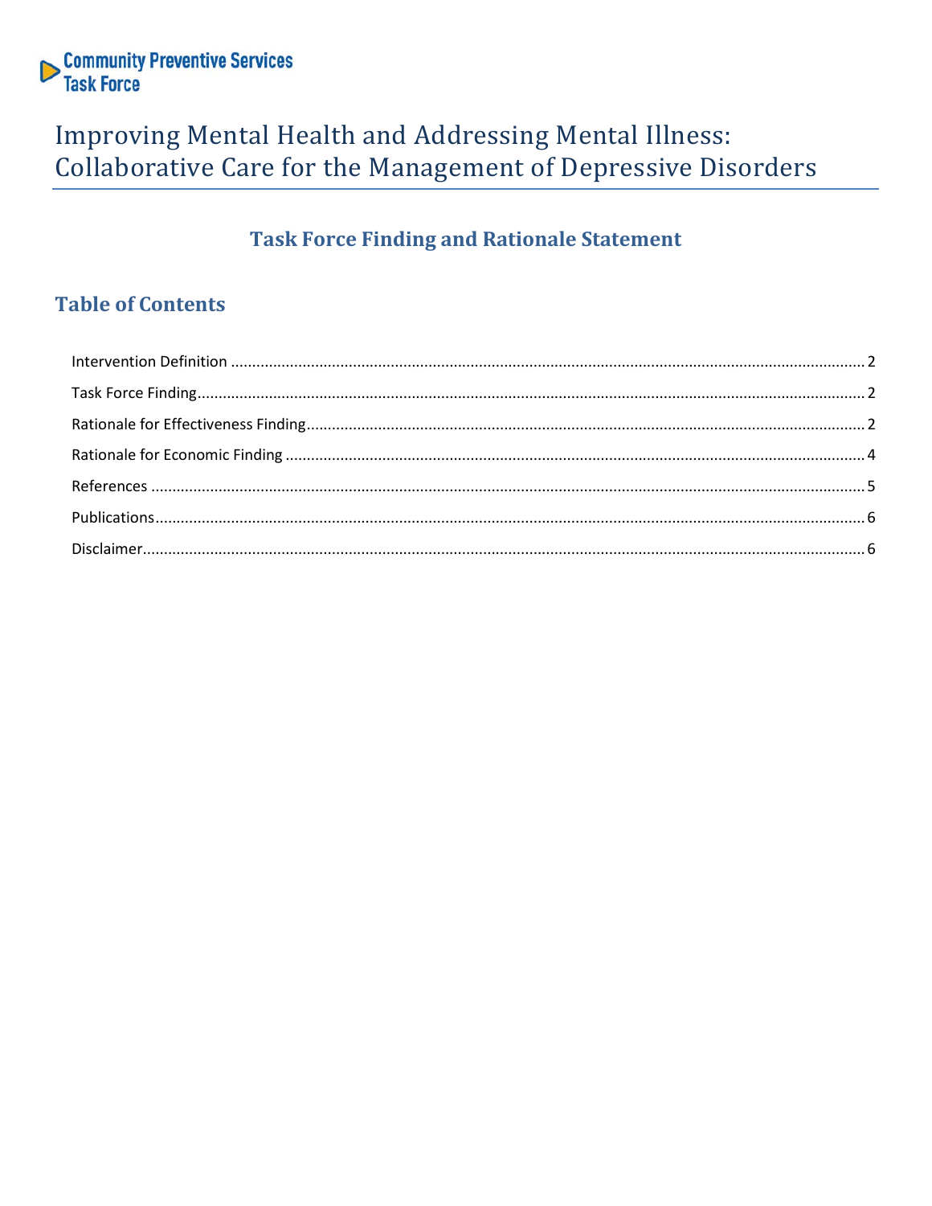Community Preventive Services Task Force

# Improving Mental Health and Addressing Mental Illness: Collaborative Care for the Management of Depressive Disorders

## Task Force Finding and Rationale Statement

## Table of Contents

Intervention Definition ..... 2

Task Force Finding ..... 2

Rationale for Effectiveness Finding ..... 2

Rationale for Economic Finding ..... 4

References ..... 5

Publications ..... 6

Disclaimer ..... 6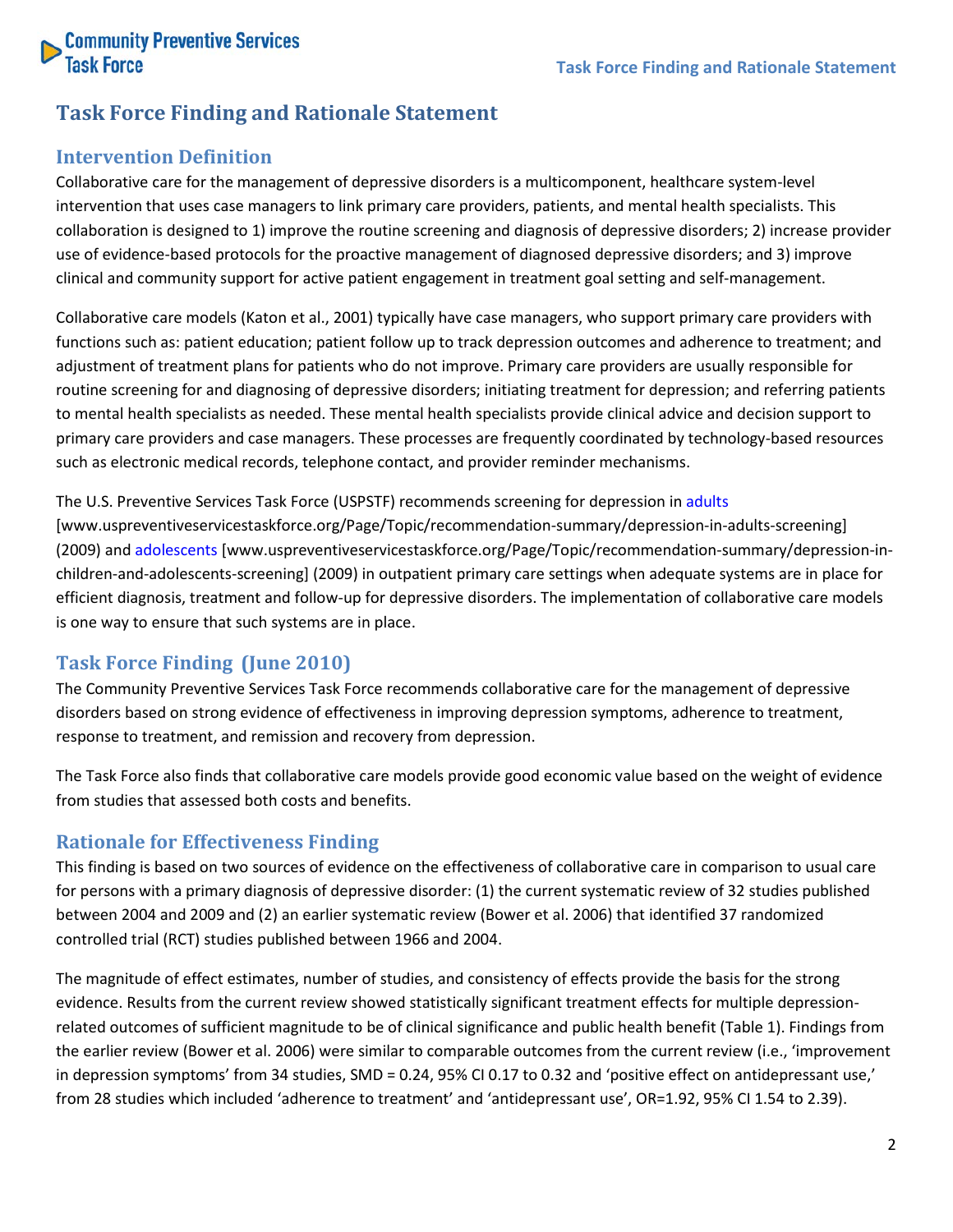# Task Force Finding and Rationale Statement

## Intervention Definition

Collaborative care for the management of depressive disorders is a multicomponent, healthcare system-level intervention that uses case managers to link primary care providers, patients, and mental health specialists. This collaboration is designed to 1) improve the routine screening and diagnosis of depressive disorders; 2) increase provider use of evidence-based protocols for the proactive management of diagnosed depressive disorders; and 3) improve clinical and community support for active patient engagement in treatment goal setting and self-management.

Collaborative care models (Katon et al., 2001) typically have case managers, who support primary care providers with functions such as: patient education; patient follow up to track depression outcomes and adherence to treatment; and adjustment of treatment plans for patients who do not improve. Primary care providers are usually responsible for routine screening for and diagnosing of depressive disorders; initiating treatment for depression; and referring patients to mental health specialists as needed. These mental health specialists provide clinical advice and decision support to primary care providers and case managers. These processes are frequently coordinated by technology-based resources such as electronic medical records, telephone contact, and provider reminder mechanisms.

The U.S. Preventive Services Task Force (USPSTF) recommends screening for depression in adults [www.uspreventiveservicestaskforce.org/Page/Topic/recommendation-summary/depression-in-adults-screening] (2009) and adolescents [www.uspreventiveservicestaskforce.org/Page/Topic/recommendation-summary/depression-in-children-and-adolescents-screening] (2009) in outpatient primary care settings when adequate systems are in place for efficient diagnosis, treatment and follow-up for depressive disorders. The implementation of collaborative care models is one way to ensure that such systems are in place.

## Task Force Finding (June 2010)

The Community Preventive Services Task Force recommends collaborative care for the management of depressive disorders based on strong evidence of effectiveness in improving depression symptoms, adherence to treatment, response to treatment, and remission and recovery from depression.

The Task Force also finds that collaborative care models provide good economic value based on the weight of evidence from studies that assessed both costs and benefits.

## Rationale for Effectiveness Finding

This finding is based on two sources of evidence on the effectiveness of collaborative care in comparison to usual care for persons with a primary diagnosis of depressive disorder: (1) the current systematic review of 32 studies published between 2004 and 2009 and (2) an earlier systematic review (Bower et al. 2006) that identified 37 randomized controlled trial (RCT) studies published between 1966 and 2004.

The magnitude of effect estimates, number of studies, and consistency of effects provide the basis for the strong evidence. Results from the current review showed statistically significant treatment effects for multiple depression-related outcomes of sufficient magnitude to be of clinical significance and public health benefit (Table 1). Findings from the earlier review (Bower et al. 2006) were similar to comparable outcomes from the current review (i.e., 'improvement in depression symptoms' from 34 studies, SMD = 0.24, 95% CI 0.17 to 0.32 and 'positive effect on antidepressant use,' from 28 studies which included 'adherence to treatment' and 'antidepressant use', OR=1.92, 95% CI 1.54 to 2.39).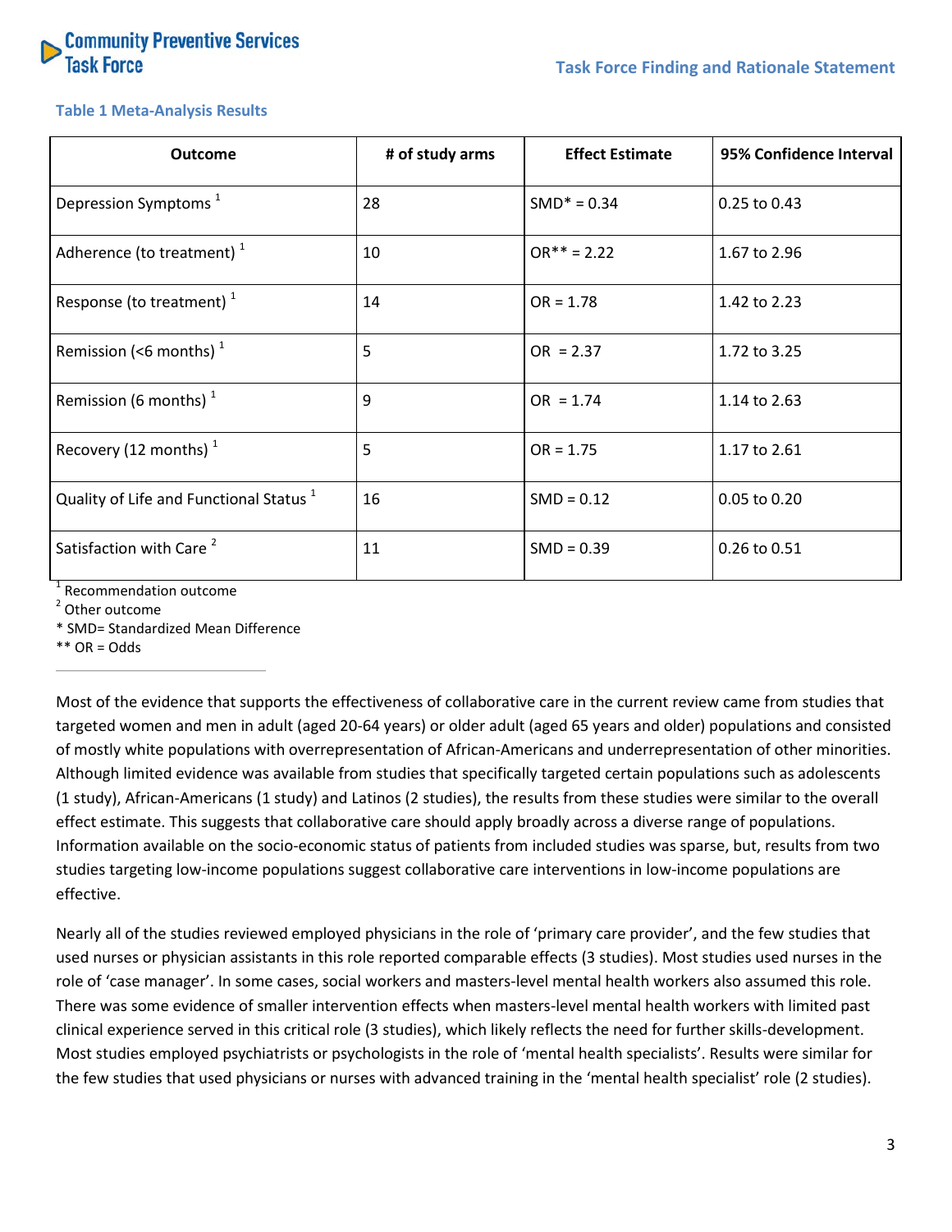**Table 1 Meta-Analysis Results**

| Outcome | # of study arms | Effect Estimate | 95% Confidence Interval |
|---|---|---|---|
| Depression Symptoms [1] | 28 | SMD* = 0.34 | 0.25 to 0.43 |
| Adherence (to treatment) [1] | 10 | OR** = 2.22 | 1.67 to 2.96 |
| Response (to treatment) [1] | 14 | OR = 1.78 | 1.42 to 2.23 |
| Remission (<6 months) [1] | 5 | OR = 2.37 | 1.72 to 3.25 |
| Remission (6 months) [1] | 9 | OR = 1.74 | 1.14 to 2.63 |
| Recovery (12 months) [1] | 5 | OR = 1.75 | 1.17 to 2.61 |
| Quality of Life and Functional Status [1] | 16 | SMD = 0.12 | 0.05 to 0.20 |
| Satisfaction with Care [2] | 11 | SMD = 0.39 | 0.26 to 0.51 |

[1] Recommendation outcome
[2] Other outcome
* SMD= Standardized Mean Difference
** OR = Odds

Most of the evidence that supports the effectiveness of collaborative care in the current review came from studies that targeted women and men in adult (aged 20-64 years) or older adult (aged 65 years and older) populations and consisted of mostly white populations with overrepresentation of African-Americans and underrepresentation of other minorities. Although limited evidence was available from studies that specifically targeted certain populations such as adolescents (1 study), African-Americans (1 study) and Latinos (2 studies), the results from these studies were similar to the overall effect estimate. This suggests that collaborative care should apply broadly across a diverse range of populations. Information available on the socio-economic status of patients from included studies was sparse, but, results from two studies targeting low-income populations suggest collaborative care interventions in low-income populations are effective.

Nearly all of the studies reviewed employed physicians in the role of 'primary care provider', and the few studies that used nurses or physician assistants in this role reported comparable effects (3 studies). Most studies used nurses in the role of 'case manager'. In some cases, social workers and masters-level mental health workers also assumed this role. There was some evidence of smaller intervention effects when masters-level mental health workers with limited past clinical experience served in this critical role (3 studies), which likely reflects the need for further skills-development. Most studies employed psychiatrists or psychologists in the role of 'mental health specialists'. Results were similar for the few studies that used physicians or nurses with advanced training in the 'mental health specialist' role (2 studies).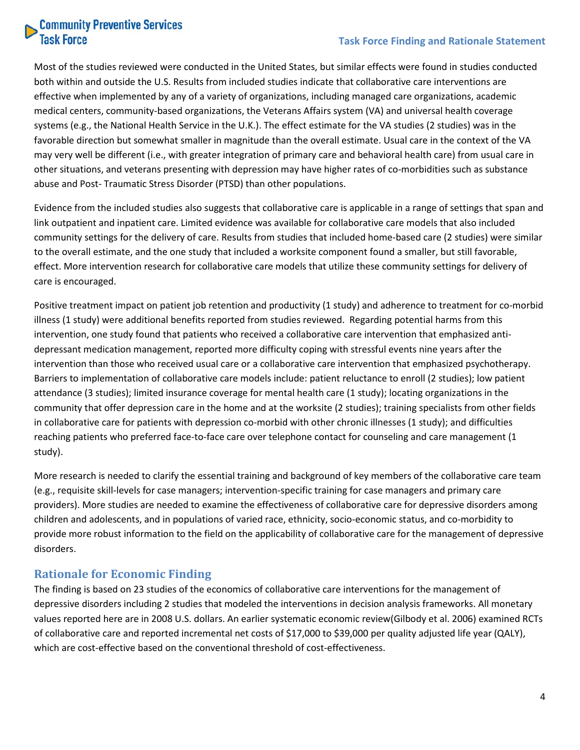Most of the studies reviewed were conducted in the United States, but similar effects were found in studies conducted both within and outside the U.S. Results from included studies indicate that collaborative care interventions are effective when implemented by any of a variety of organizations, including managed care organizations, academic medical centers, community-based organizations, the Veterans Affairs system (VA) and universal health coverage systems (e.g., the National Health Service in the U.K.). The effect estimate for the VA studies (2 studies) was in the favorable direction but somewhat smaller in magnitude than the overall estimate. Usual care in the context of the VA may very well be different (i.e., with greater integration of primary care and behavioral health care) from usual care in other situations, and veterans presenting with depression may have higher rates of co-morbidities such as substance abuse and Post- Traumatic Stress Disorder (PTSD) than other populations.

Evidence from the included studies also suggests that collaborative care is applicable in a range of settings that span and link outpatient and inpatient care. Limited evidence was available for collaborative care models that also included community settings for the delivery of care. Results from studies that included home-based care (2 studies) were similar to the overall estimate, and the one study that included a worksite component found a smaller, but still favorable, effect. More intervention research for collaborative care models that utilize these community settings for delivery of care is encouraged.

Positive treatment impact on patient job retention and productivity (1 study) and adherence to treatment for co-morbid illness (1 study) were additional benefits reported from studies reviewed. Regarding potential harms from this intervention, one study found that patients who received a collaborative care intervention that emphasized anti-depressant medication management, reported more difficulty coping with stressful events nine years after the intervention than those who received usual care or a collaborative care intervention that emphasized psychotherapy. Barriers to implementation of collaborative care models include: patient reluctance to enroll (2 studies); low patient attendance (3 studies); limited insurance coverage for mental health care (1 study); locating organizations in the community that offer depression care in the home and at the worksite (2 studies); training specialists from other fields in collaborative care for patients with depression co-morbid with other chronic illnesses (1 study); and difficulties reaching patients who preferred face-to-face care over telephone contact for counseling and care management (1 study).

More research is needed to clarify the essential training and background of key members of the collaborative care team (e.g., requisite skill-levels for case managers; intervention-specific training for case managers and primary care providers). More studies are needed to examine the effectiveness of collaborative care for depressive disorders among children and adolescents, and in populations of varied race, ethnicity, socio-economic status, and co-morbidity to provide more robust information to the field on the applicability of collaborative care for the management of depressive disorders.

## Rationale for Economic Finding

The finding is based on 23 studies of the economics of collaborative care interventions for the management of depressive disorders including 2 studies that modeled the interventions in decision analysis frameworks. All monetary values reported here are in 2008 U.S. dollars. An earlier systematic economic review(Gilbody et al. 2006) examined RCTs of collaborative care and reported incremental net costs of $17,000 to $39,000 per quality adjusted life year (QALY), which are cost-effective based on the conventional threshold of cost-effectiveness.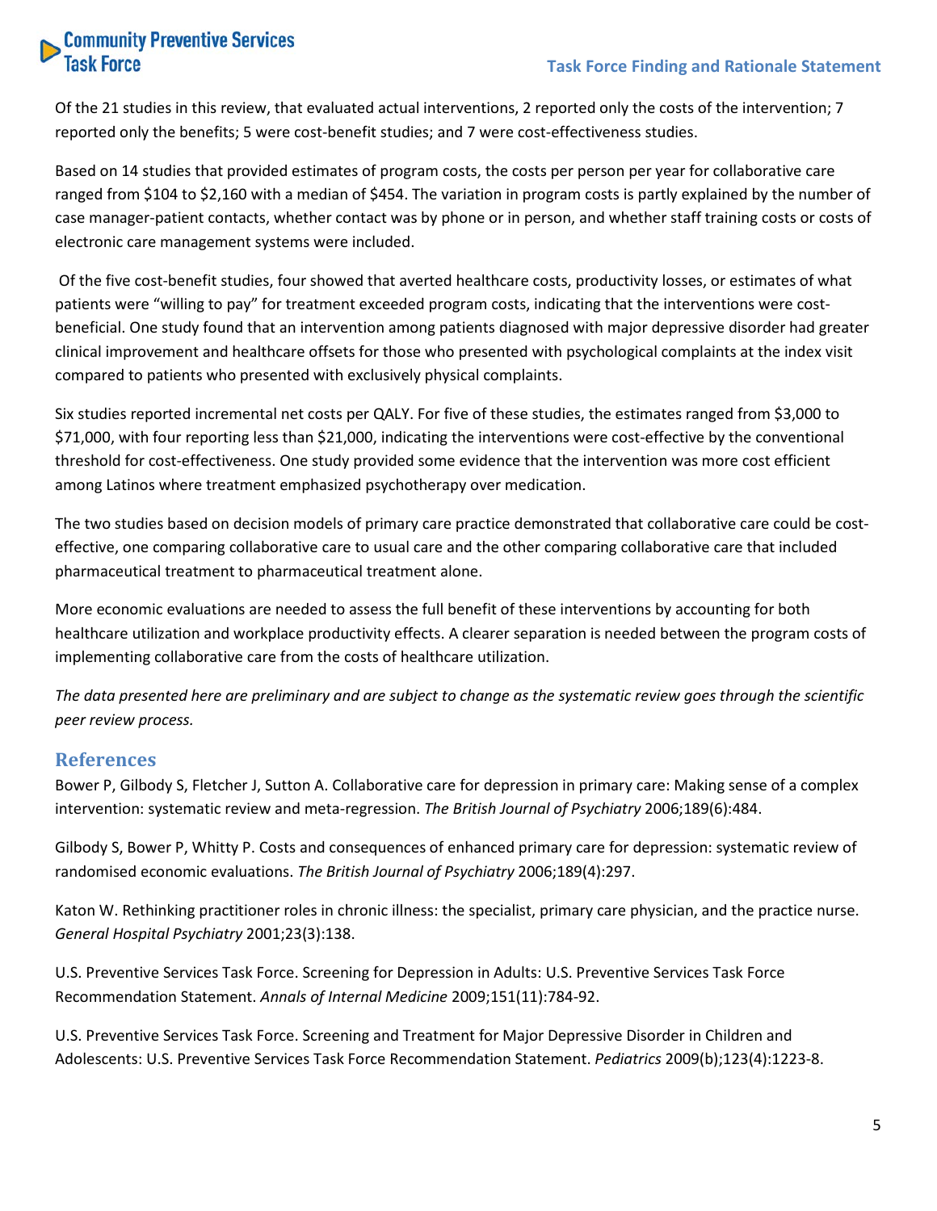Of the 21 studies in this review, that evaluated actual interventions, 2 reported only the costs of the intervention; 7 reported only the benefits; 5 were cost-benefit studies; and 7 were cost-effectiveness studies.

Based on 14 studies that provided estimates of program costs, the costs per person per year for collaborative care ranged from $104 to $2,160 with a median of $454. The variation in program costs is partly explained by the number of case manager-patient contacts, whether contact was by phone or in person, and whether staff training costs or costs of electronic care management systems were included.

Of the five cost-benefit studies, four showed that averted healthcare costs, productivity losses, or estimates of what patients were "willing to pay" for treatment exceeded program costs, indicating that the interventions were cost-beneficial. One study found that an intervention among patients diagnosed with major depressive disorder had greater clinical improvement and healthcare offsets for those who presented with psychological complaints at the index visit compared to patients who presented with exclusively physical complaints.

Six studies reported incremental net costs per QALY. For five of these studies, the estimates ranged from $3,000 to $71,000, with four reporting less than $21,000, indicating the interventions were cost-effective by the conventional threshold for cost-effectiveness. One study provided some evidence that the intervention was more cost efficient among Latinos where treatment emphasized psychotherapy over medication.

The two studies based on decision models of primary care practice demonstrated that collaborative care could be cost-effective, one comparing collaborative care to usual care and the other comparing collaborative care that included pharmaceutical treatment to pharmaceutical treatment alone.

More economic evaluations are needed to assess the full benefit of these interventions by accounting for both healthcare utilization and workplace productivity effects. A clearer separation is needed between the program costs of implementing collaborative care from the costs of healthcare utilization.

*The data presented here are preliminary and are subject to change as the systematic review goes through the scientific peer review process.*

## References

Bower P, Gilbody S, Fletcher J, Sutton A. Collaborative care for depression in primary care: Making sense of a complex intervention: systematic review and meta-regression. *The British Journal of Psychiatry* 2006;189(6):484.

Gilbody S, Bower P, Whitty P. Costs and consequences of enhanced primary care for depression: systematic review of randomised economic evaluations. *The British Journal of Psychiatry* 2006;189(4):297.

Katon W. Rethinking practitioner roles in chronic illness: the specialist, primary care physician, and the practice nurse. *General Hospital Psychiatry* 2001;23(3):138.

U.S. Preventive Services Task Force. Screening for Depression in Adults: U.S. Preventive Services Task Force Recommendation Statement. *Annals of Internal Medicine* 2009;151(11):784-92.

U.S. Preventive Services Task Force. Screening and Treatment for Major Depressive Disorder in Children and Adolescents: U.S. Preventive Services Task Force Recommendation Statement. *Pediatrics* 2009(b);123(4):1223-8.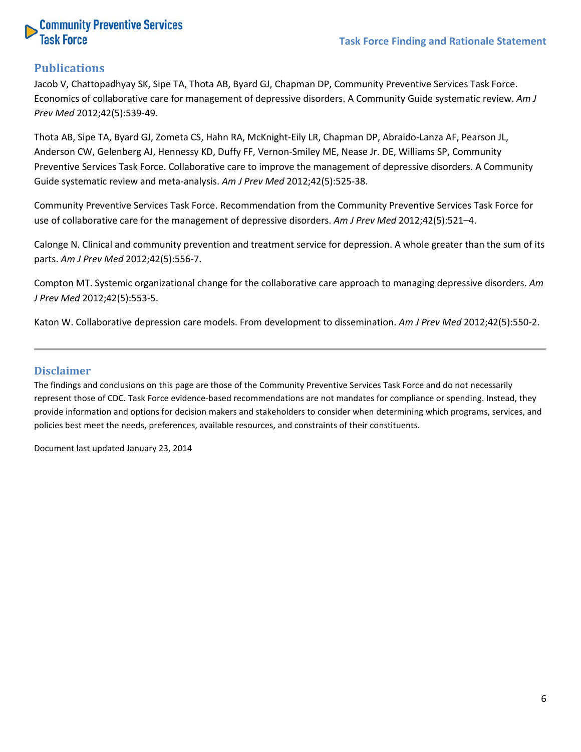## Publications

Jacob V, Chattopadhyay SK, Sipe TA, Thota AB, Byard GJ, Chapman DP, Community Preventive Services Task Force. Economics of collaborative care for management of depressive disorders. A Community Guide systematic review. *Am J Prev Med* 2012;42(5):539-49.

Thota AB, Sipe TA, Byard GJ, Zometa CS, Hahn RA, McKnight-Eily LR, Chapman DP, Abraido-Lanza AF, Pearson JL, Anderson CW, Gelenberg AJ, Hennessy KD, Duffy FF, Vernon-Smiley ME, Nease Jr. DE, Williams SP, Community Preventive Services Task Force. Collaborative care to improve the management of depressive disorders. A Community Guide systematic review and meta-analysis. *Am J Prev Med* 2012;42(5):525-38.

Community Preventive Services Task Force. Recommendation from the Community Preventive Services Task Force for use of collaborative care for the management of depressive disorders. *Am J Prev Med* 2012;42(5):521–4.

Calonge N. Clinical and community prevention and treatment service for depression. A whole greater than the sum of its parts. *Am J Prev Med* 2012;42(5):556-7.

Compton MT. Systemic organizational change for the collaborative care approach to managing depressive disorders. *Am J Prev Med* 2012;42(5):553-5.

Katon W. Collaborative depression care models. From development to dissemination. *Am J Prev Med* 2012;42(5):550-2.

---

## Disclaimer

The findings and conclusions on this page are those of the Community Preventive Services Task Force and do not necessarily represent those of CDC. Task Force evidence-based recommendations are not mandates for compliance or spending. Instead, they provide information and options for decision makers and stakeholders to consider when determining which programs, services, and policies best meet the needs, preferences, available resources, and constraints of their constituents.

Document last updated January 23, 2014